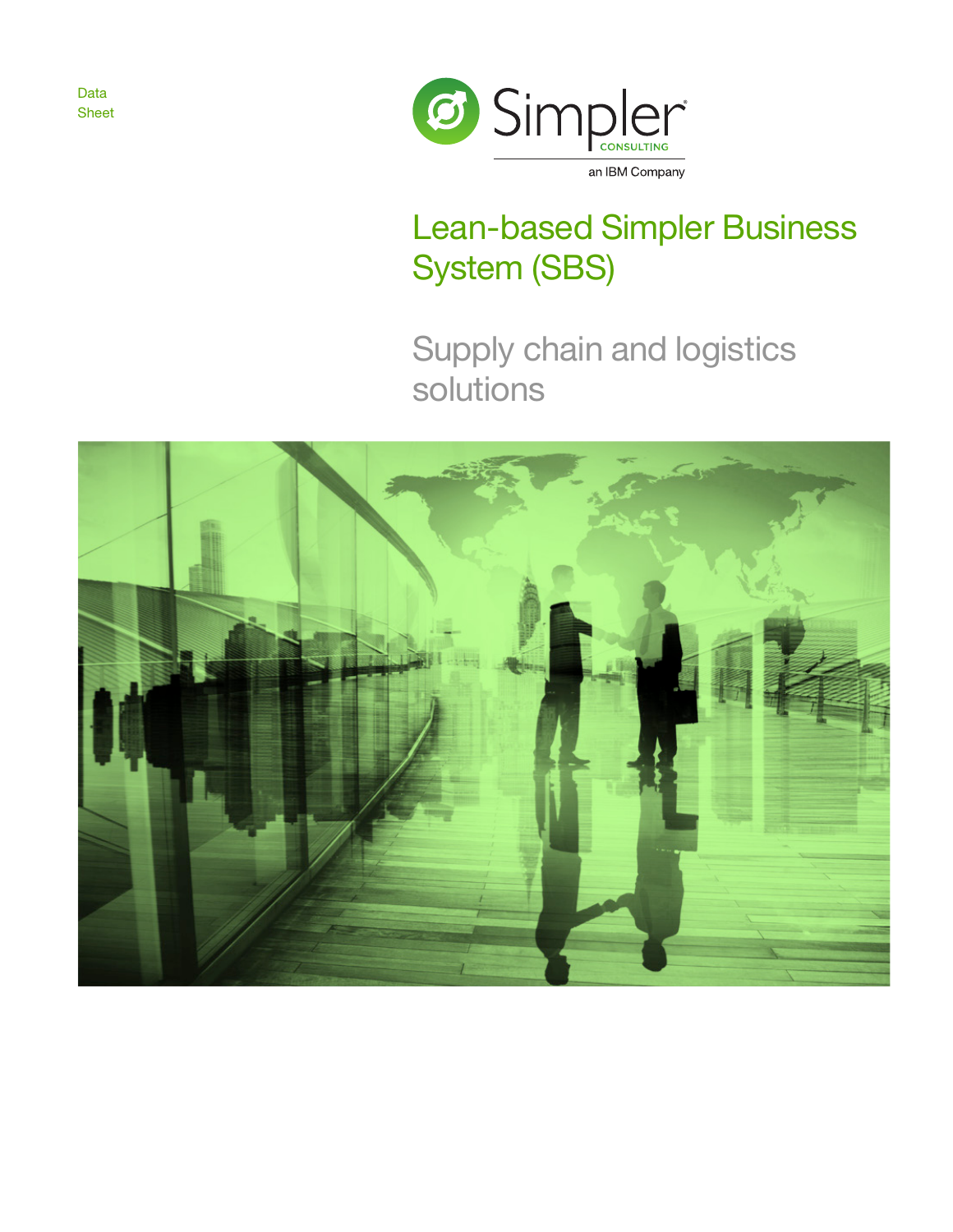Data Sheet

Simpler CONSULTING

an IBM Company

# Lean-based Simpler Business System (SBS)

## Supply chain and logistics solutions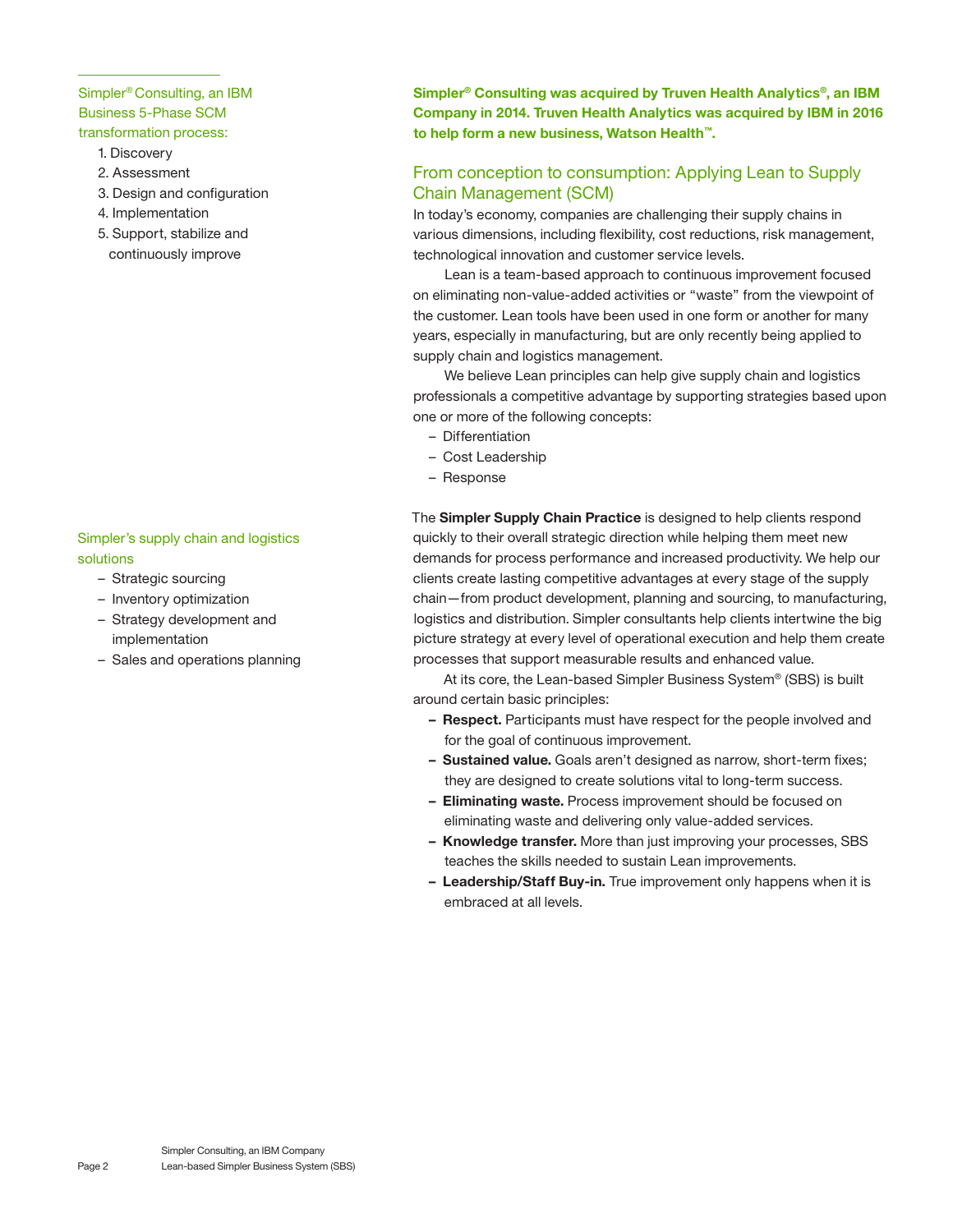**Simpler® Consulting was acquired by Truven Health Analytics®, an IBM Company in 2014. Truven Health Analytics was acquired by IBM in 2016 to help form a new business, Watson Health™.**

Simpler® Consulting, an IBM Business 5-Phase SCM transformation process:

1. Discovery
2. Assessment
3. Design and configuration
4. Implementation
5. Support, stabilize and continuously improve

## From conception to consumption: Applying Lean to Supply Chain Management (SCM)

In today's economy, companies are challenging their supply chains in various dimensions, including flexibility, cost reductions, risk management, technological innovation and customer service levels.

Lean is a team-based approach to continuous improvement focused on eliminating non-value-added activities or "waste" from the viewpoint of the customer. Lean tools have been used in one form or another for many years, especially in manufacturing, but are only recently being applied to supply chain and logistics management.

We believe Lean principles can help give supply chain and logistics professionals a competitive advantage by supporting strategies based upon one or more of the following concepts:

- Differentiation
- Cost Leadership
- Response

Simpler's supply chain and logistics solutions

- Strategic sourcing
- Inventory optimization
- Strategy development and implementation
- Sales and operations planning

The **Simpler Supply Chain Practice** is designed to help clients respond quickly to their overall strategic direction while helping them meet new demands for process performance and increased productivity. We help our clients create lasting competitive advantages at every stage of the supply chain—from product development, planning and sourcing, to manufacturing, logistics and distribution. Simpler consultants help clients intertwine the big picture strategy at every level of operational execution and help them create processes that support measurable results and enhanced value.

At its core, the Lean-based Simpler Business System® (SBS) is built around certain basic principles:

- **Respect.** Participants must have respect for the people involved and for the goal of continuous improvement.
- **Sustained value.** Goals aren't designed as narrow, short-term fixes; they are designed to create solutions vital to long-term success.
- **Eliminating waste.** Process improvement should be focused on eliminating waste and delivering only value-added services.
- **Knowledge transfer.** More than just improving your processes, SBS teaches the skills needed to sustain Lean improvements.
- **Leadership/Staff Buy-in.** True improvement only happens when it is embraced at all levels.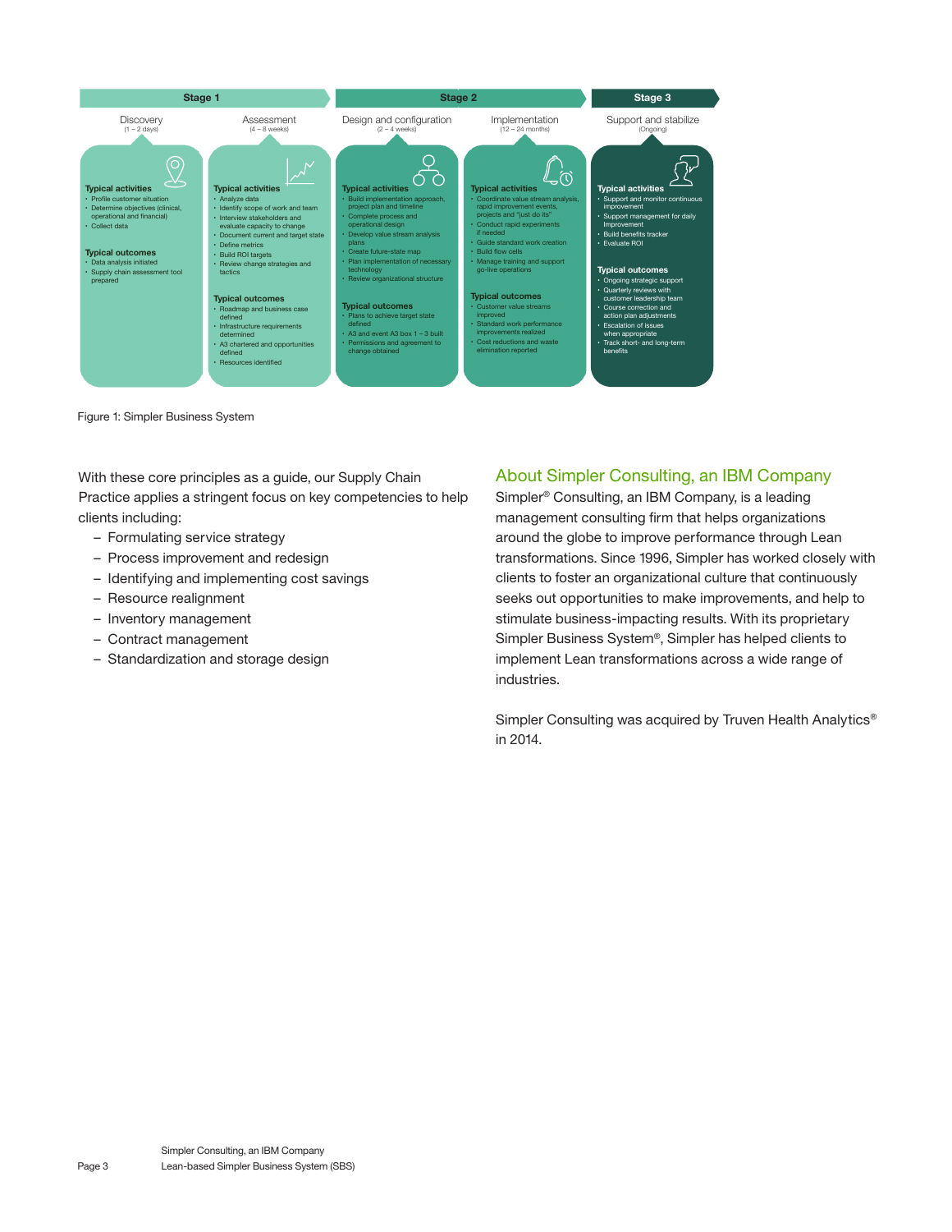## Stage 1

### Discovery
(1 – 2 days)

**Typical activities**
- Profile customer situation
- Determine objectives (clinical, operational and financial)
- Collect data

**Typical outcomes**
- Data analysis initiated
- Supply chain assessment tool prepared

### Assessment
(4 – 8 weeks)

**Typical activities**
- Analyze data
- Identify scope of work and team
- Interview stakeholders and evaluate capacity to change
- Document current and target state
- Define metrics
- Build ROI targets
- Review change strategies and tactics

**Typical outcomes**
- Roadmap and business case defined
- Infrastructure requirements determined
- A3 chartered and opportunities defined
- Resources identified

## Stage 2

### Design and configuration
(2 – 4 weeks)

**Typical activities**
- Build implementation approach, project plan and timeline
- Complete process and operational design
- Develop value stream analysis plans
- Create future-state map
- Plan implementation of necessary technology
- Review organizational structure

**Typical outcomes**
- Plans to achieve target state defined
- A3 and event A3 box 1 – 3 built
- Permissions and agreement to change obtained

### Implementation
(12 – 24 months)

**Typical activities**
- Coordinate value stream analysis, rapid improvement events, projects and "just do its"
- Conduct rapid experiments if needed
- Guide standard work creation
- Build flow cells
- Manage training and support go-live operations

**Typical outcomes**
- Customer value streams improved
- Standard work performance improvements realized
- Cost reductions and waste elimination reported

## Stage 3

### Support and stabilize
(Ongoing)

**Typical activities**
- Support and monitor continuous improvement
- Support management for daily improvement
- Build benefits tracker
- Evaluate ROI

**Typical outcomes**
- Ongoing strategic support
- Quarterly reviews with customer leadership team
- Course correction and action plan adjustments
- Escalation of issues when appropriate
- Track short- and long-term benefits

Figure 1: Simpler Business System

With these core principles as a guide, our Supply Chain Practice applies a stringent focus on key competencies to help clients including:

- Formulating service strategy
- Process improvement and redesign
- Identifying and implementing cost savings
- Resource realignment
- Inventory management
- Contract management
- Standardization and storage design

## About Simpler Consulting, an IBM Company

Simpler® Consulting, an IBM Company, is a leading management consulting firm that helps organizations around the globe to improve performance through Lean transformations. Since 1996, Simpler has worked closely with clients to foster an organizational culture that continuously seeks out opportunities to make improvements, and help to stimulate business-impacting results. With its proprietary Simpler Business System®, Simpler has helped clients to implement Lean transformations across a wide range of industries.

Simpler Consulting was acquired by Truven Health Analytics® in 2014.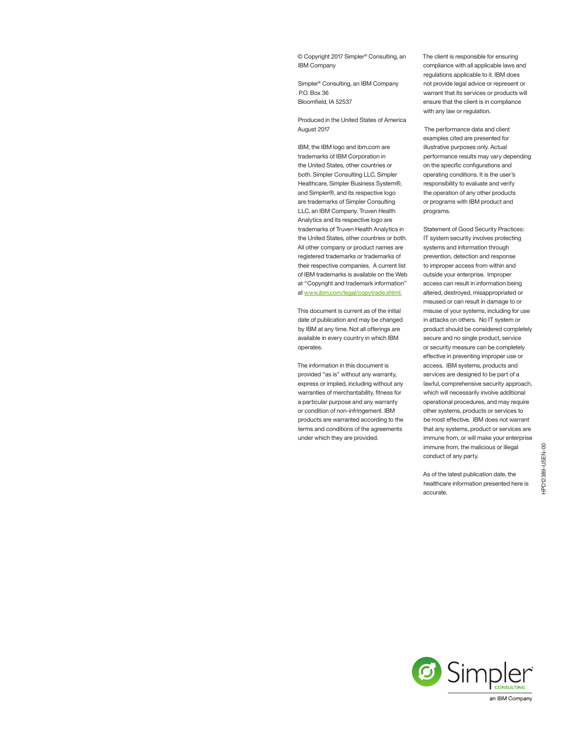© Copyright 2017 Simpler® Consulting, an IBM Company

Simpler® Consulting, an IBM Company
P.O. Box 36
Bloomfield, IA 52537

Produced in the United States of America
August 2017

IBM, the IBM logo and ibm.com are trademarks of IBM Corporation in the United States, other countries or both. Simpler Consulting LLC, Simpler Healthcare, Simpler Business System®, and Simpler®, and its respective logo are trademarks of Simpler Consulting LLC, an IBM Company. Truven Health Analytics and its respective logo are trademarks of Truven Health Analytics in the United States, other countries or both. All other company or product names are registered trademarks or trademarks of their respective companies. A current list of IBM trademarks is available on the Web at "Copyright and trademark information" at www.ibm.com/legal/copytrade.shtml.

This document is current as of the initial date of publication and may be changed by IBM at any time. Not all offerings are available in every country in which IBM operates.

The information in this document is provided "as is" without any warranty, express or implied, including without any warranties of merchantability, fitness for a particular purpose and any warranty or condition of non-infringement. IBM products are warranted according to the terms and conditions of the agreements under which they are provided.

The client is responsible for ensuring compliance with all applicable laws and regulations applicable to it. IBM does not provide legal advice or represent or warrant that its services or products will ensure that the client is in compliance with any law or regulation.

The performance data and client examples cited are presented for illustrative purposes only. Actual performance results may vary depending on the specific configurations and operating conditions. It is the user's responsibility to evaluate and verify the operation of any other products or programs with IBM product and programs.

Statement of Good Security Practices: IT system security involves protecting systems and information through prevention, detection and response to improper access from within and outside your enterprise. Improper access can result in information being altered, destroyed, misappropriated or misused or can result in damage to or misuse of your systems, including for use in attacks on others. No IT system or product should be considered completely secure and no single product, service or security measure can be completely effective in preventing improper use or access. IBM systems, products and services are designed to be part of a lawful, comprehensive security approach, which will necessarily involve additional operational procedures, and may require other systems, products or services to be most effective. IBM does not warrant that any systems, product or services are immune from, or will make your enterprise immune from, the malicious or illegal conduct of any party.

As of the latest publication date, the healthcare information presented here is accurate.

HPD12389-USEN-00

Simpler CONSULTING
an IBM Company